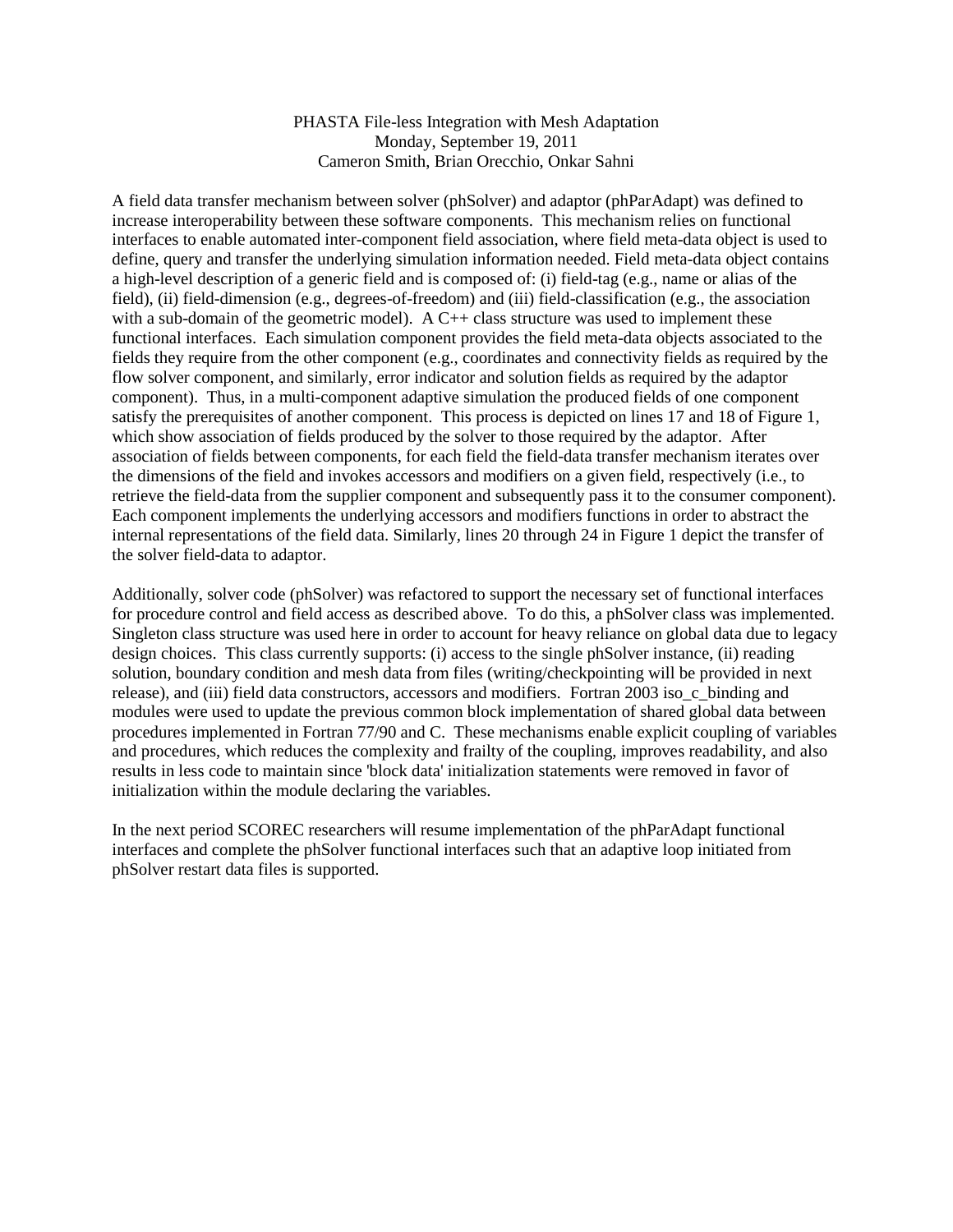PHASTA File-less Integration with Mesh Adaptation
Monday, September 19, 2011
Cameron Smith, Brian Orecchio, Onkar Sahni

A field data transfer mechanism between solver (phSolver) and adaptor (phParAdapt) was defined to increase interoperability between these software components. This mechanism relies on functional interfaces to enable automated inter-component field association, where field meta-data object is used to define, query and transfer the underlying simulation information needed. Field meta-data object contains a high-level description of a generic field and is composed of: (i) field-tag (e.g., name or alias of the field), (ii) field-dimension (e.g., degrees-of-freedom) and (iii) field-classification (e.g., the association with a sub-domain of the geometric model). A C++ class structure was used to implement these functional interfaces. Each simulation component provides the field meta-data objects associated to the fields they require from the other component (e.g., coordinates and connectivity fields as required by the flow solver component, and similarly, error indicator and solution fields as required by the adaptor component). Thus, in a multi-component adaptive simulation the produced fields of one component satisfy the prerequisites of another component. This process is depicted on lines 17 and 18 of Figure 1, which show association of fields produced by the solver to those required by the adaptor. After association of fields between components, for each field the field-data transfer mechanism iterates over the dimensions of the field and invokes accessors and modifiers on a given field, respectively (i.e., to retrieve the field-data from the supplier component and subsequently pass it to the consumer component). Each component implements the underlying accessors and modifiers functions in order to abstract the internal representations of the field data. Similarly, lines 20 through 24 in Figure 1 depict the transfer of the solver field-data to adaptor.

Additionally, solver code (phSolver) was refactored to support the necessary set of functional interfaces for procedure control and field access as described above. To do this, a phSolver class was implemented. Singleton class structure was used here in order to account for heavy reliance on global data due to legacy design choices. This class currently supports: (i) access to the single phSolver instance, (ii) reading solution, boundary condition and mesh data from files (writing/checkpointing will be provided in next release), and (iii) field data constructors, accessors and modifiers. Fortran 2003 iso_c_binding and modules were used to update the previous common block implementation of shared global data between procedures implemented in Fortran 77/90 and C. These mechanisms enable explicit coupling of variables and procedures, which reduces the complexity and frailty of the coupling, improves readability, and also results in less code to maintain since 'block data' initialization statements were removed in favor of initialization within the module declaring the variables.

In the next period SCOREC researchers will resume implementation of the phParAdapt functional interfaces and complete the phSolver functional interfaces such that an adaptive loop initiated from phSolver restart data files is supported.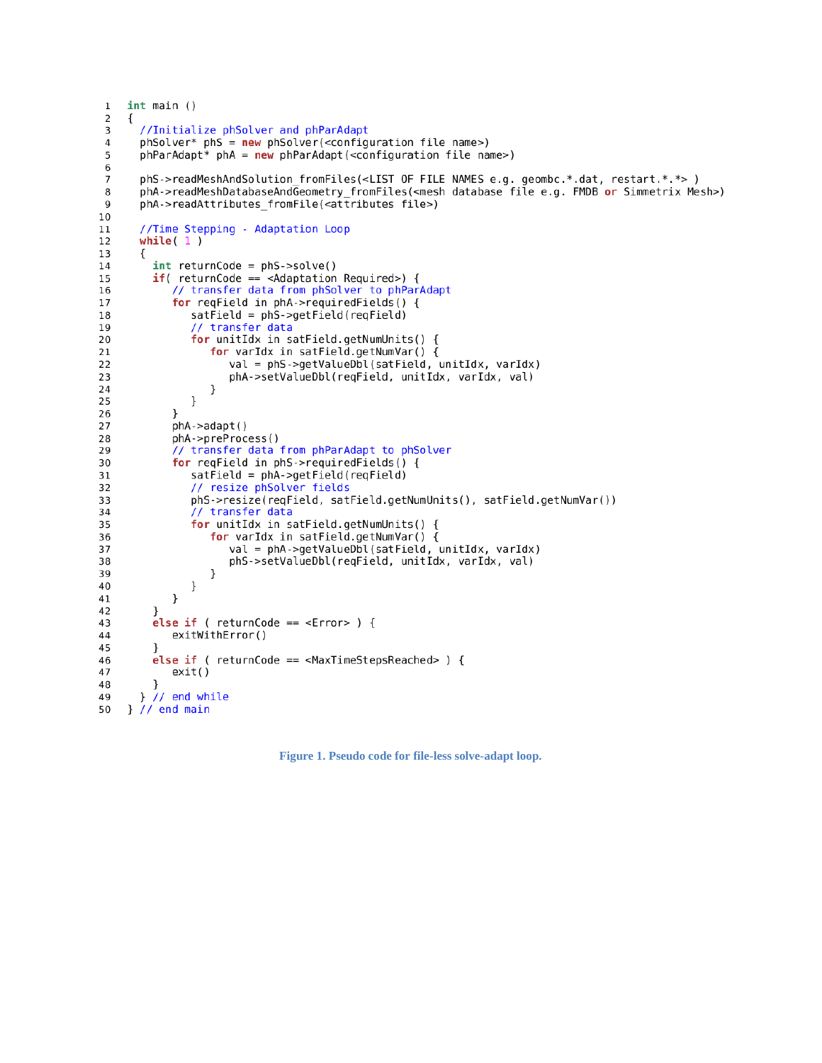```
int main ()
{
  //Initialize phSolver and phParAdapt
  phSolver* phS = new phSolver(<configuration file name>)
  phParAdapt* phA = new phParAdapt(<configuration file name>)

  phS->readMeshAndSolution_fromFiles(<LIST OF FILE NAMES e.g. geombc.*.dat, restart.*.*> )
  phA->readMeshDatabaseAndGeometry_fromFiles(<mesh database file e.g. FMDB or Simmetrix Mesh>)
  phA->readAttributes_fromFile(<attributes file>)

  //Time Stepping - Adaptation Loop
  while( 1 )
  {
    int returnCode = phS->solve()
    if( returnCode == <Adaptation Required>) {
       // transfer data from phSolver to phParAdapt
       for reqField in phA->requiredFields() {
          satField = phS->getField(reqField)
          // transfer data
          for unitIdx in satField.getNumUnits() {
             for varIdx in satField.getNumVar() {
                val = phS->getValueDbl(satField, unitIdx, varIdx)
                phA->setValueDbl(reqField, unitIdx, varIdx, val)
             }
          }
       }
       phA->adapt()
       phA->preProcess()
       // transfer data from phParAdapt to phSolver
       for reqField in phS->requiredFields() {
          satField = phA->getField(reqField)
          // resize phSolver fields
          phS->resize(reqField, satField.getNumUnits(), satField.getNumVar())
          // transfer data
          for unitIdx in satField.getNumUnits() {
             for varIdx in satField.getNumVar() {
                val = phA->getValueDbl(satField, unitIdx, varIdx)
                phS->setValueDbl(reqField, unitIdx, varIdx, val)
             }
          }
       }
    }
    else if ( returnCode == <Error> ) {
       exitWithError()
    }
    else if ( returnCode == <MaxTimeStepsReached> ) {
       exit()
    }
  } // end while
} // end main
```

**Figure 1. Pseudo code for file-less solve-adapt loop.**